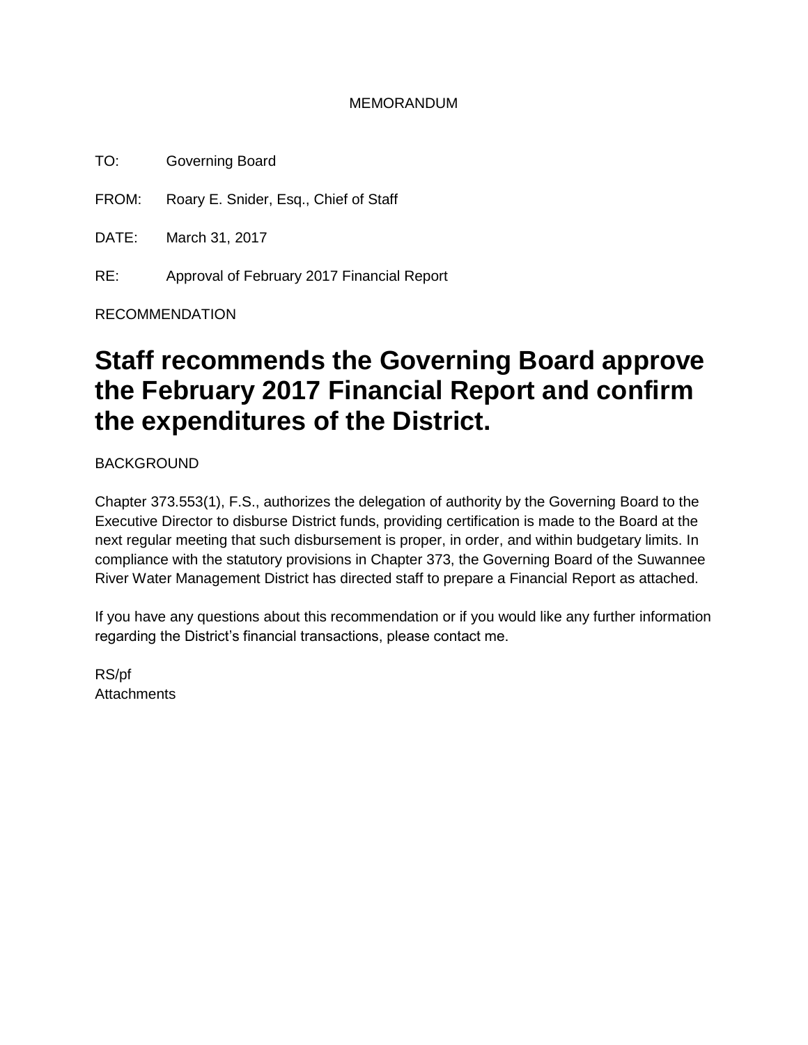MEMORANDUM

TO: Governing Board

FROM: Roary E. Snider, Esq., Chief of Staff

DATE: March 31, 2017

RE: Approval of February 2017 Financial Report

RECOMMENDATION

# Staff recommends the Governing Board approve the February 2017 Financial Report and confirm the expenditures of the District.

BACKGROUND

Chapter 373.553(1), F.S., authorizes the delegation of authority by the Governing Board to the Executive Director to disburse District funds, providing certification is made to the Board at the next regular meeting that such disbursement is proper, in order, and within budgetary limits. In compliance with the statutory provisions in Chapter 373, the Governing Board of the Suwannee River Water Management District has directed staff to prepare a Financial Report as attached.

If you have any questions about this recommendation or if you would like any further information regarding the District's financial transactions, please contact me.

RS/pf
Attachments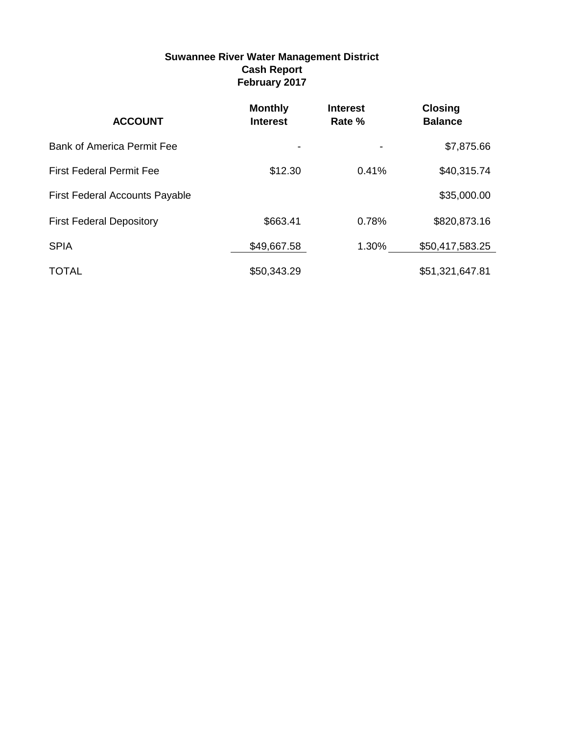**Suwannee River Water Management District**
**Cash Report**
**February 2017**

| ACCOUNT | Monthly Interest | Interest Rate % | Closing Balance |
|---|---|---|---|
| Bank of America Permit Fee | - | - | $7,875.66 |
| First Federal Permit Fee | $12.30 | 0.41% | $40,315.74 |
| First Federal Accounts Payable | | | $35,000.00 |
| First Federal Depository | $663.41 | 0.78% | $820,873.16 |
| SPIA | $49,667.58 | 1.30% | $50,417,583.25 |
| TOTAL | $50,343.29 | | $51,321,647.81 |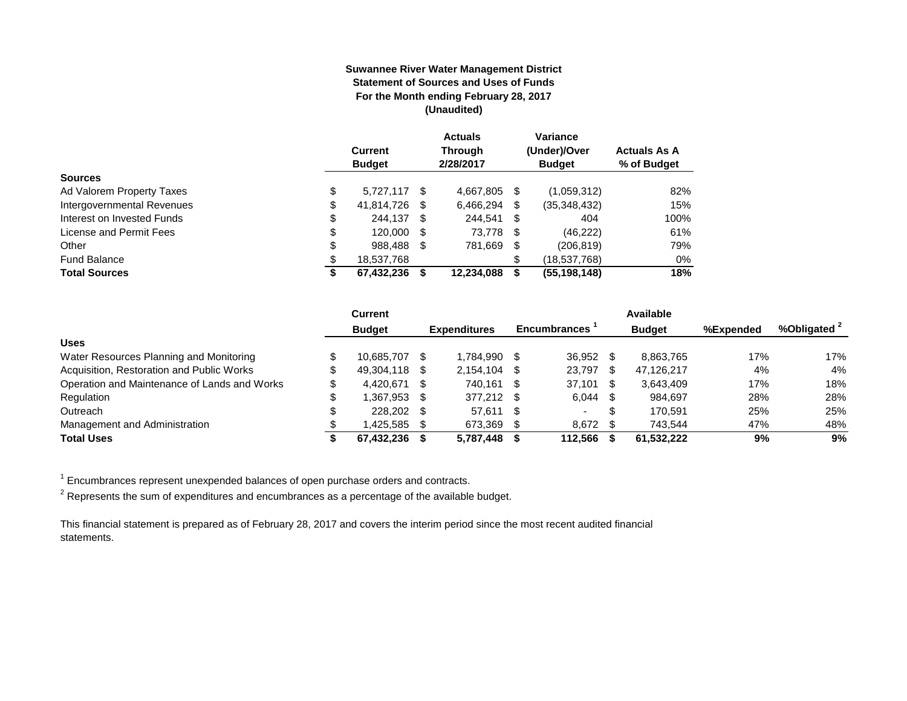**Suwannee River Water Management District**
**Statement of Sources and Uses of Funds**
**For the Month ending February 28, 2017**
**(Unaudited)**

| | Current Budget | Actuals Through 2/28/2017 | Variance (Under)/Over Budget | Actuals As A % of Budget |
|---|---|---|---|---|
| **Sources** | | | | |
| Ad Valorem Property Taxes | $ 5,727,117 | $ 4,667,805 | $ (1,059,312) | 82% |
| Intergovernmental Revenues | $ 41,814,726 | $ 6,466,294 | $ (35,348,432) | 15% |
| Interest on Invested Funds | $ 244,137 | $ 244,541 | $ 404 | 100% |
| License and Permit Fees | $ 120,000 | $ 73,778 | $ (46,222) | 61% |
| Other | $ 988,488 | $ 781,669 | $ (206,819) | 79% |
| Fund Balance | $ 18,537,768 | | $ (18,537,768) | 0% |
| **Total Sources** | **$ 67,432,236** | **$ 12,234,088** | **$ (55,198,148)** | **18%** |

| | Current Budget | Expenditures | Encumbrances [1] | Available Budget | %Expended | %Obligated [2] |
|---|---|---|---|---|---|---|
| **Uses** | | | | | | |
| Water Resources Planning and Monitoring | $ 10,685,707 | $ 1,784,990 | $ 36,952 | $ 8,863,765 | 17% | 17% |
| Acquisition, Restoration and Public Works | $ 49,304,118 | $ 2,154,104 | $ 23,797 | $ 47,126,217 | 4% | 4% |
| Operation and Maintenance of Lands and Works | $ 4,420,671 | $ 740,161 | $ 37,101 | $ 3,643,409 | 17% | 18% |
| Regulation | $ 1,367,953 | $ 377,212 | $ 6,044 | $ 984,697 | 28% | 28% |
| Outreach | $ 228,202 | $ 57,611 | $ - | $ 170,591 | 25% | 25% |
| Management and Administration | $ 1,425,585 | $ 673,369 | $ 8,672 | $ 743,544 | 47% | 48% |
| **Total Uses** | **$ 67,432,236** | **$ 5,787,448** | **$ 112,566** | **$ 61,532,222** | **9%** | **9%** |

[1] Encumbrances represent unexpended balances of open purchase orders and contracts.

[2] Represents the sum of expenditures and encumbrances as a percentage of the available budget.

This financial statement is prepared as of February 28, 2017 and covers the interim period since the most recent audited financial statements.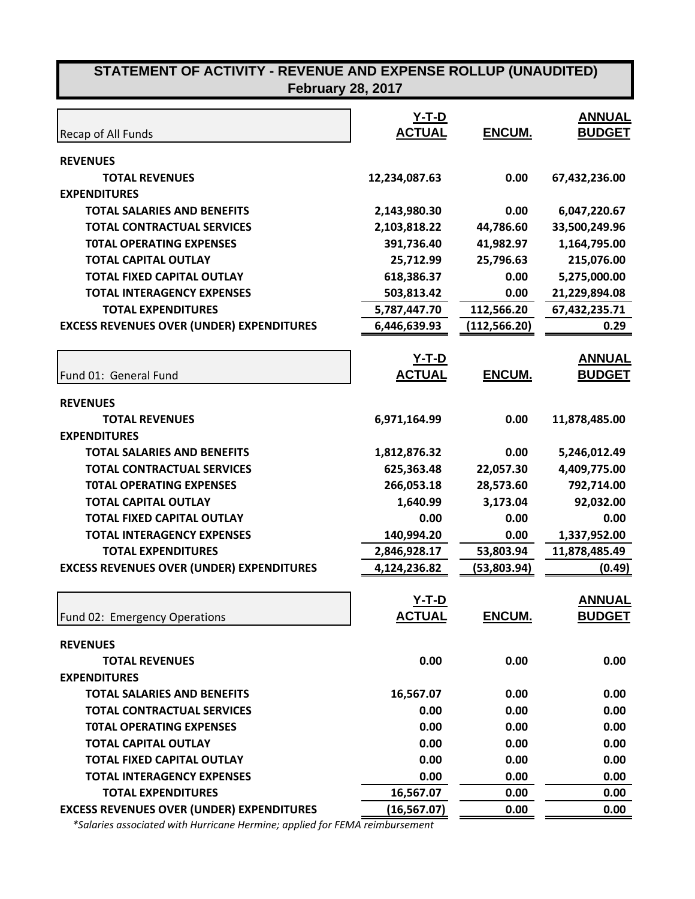# STATEMENT OF ACTIVITY - REVENUE AND EXPENSE ROLLUP (UNAUDITED)

## February 28, 2017

| Recap of All Funds | Y-T-D ACTUAL | ENCUM. | ANNUAL BUDGET |
|---|---|---|---|
| **REVENUES** | | | |
| **TOTAL REVENUES** | 12,234,087.63 | 0.00 | 67,432,236.00 |
| **EXPENDITURES** | | | |
| **TOTAL SALARIES AND BENEFITS** | 2,143,980.30 | 0.00 | 6,047,220.67 |
| **TOTAL CONTRACTUAL SERVICES** | 2,103,818.22 | 44,786.60 | 33,500,249.96 |
| **T0TAL OPERATING EXPENSES** | 391,736.40 | 41,982.97 | 1,164,795.00 |
| **TOTAL CAPITAL OUTLAY** | 25,712.99 | 25,796.63 | 215,076.00 |
| **TOTAL FIXED CAPITAL OUTLAY** | 618,386.37 | 0.00 | 5,275,000.00 |
| **TOTAL INTERAGENCY EXPENSES** | 503,813.42 | 0.00 | 21,229,894.08 |
| **TOTAL EXPENDITURES** | 5,787,447.70 | 112,566.20 | 67,432,235.71 |
| **EXCESS REVENUES OVER (UNDER) EXPENDITURES** | 6,446,639.93 | (112,566.20) | 0.29 |

| Fund 01: General Fund | Y-T-D ACTUAL | ENCUM. | ANNUAL BUDGET |
|---|---|---|---|
| **REVENUES** | | | |
| **TOTAL REVENUES** | 6,971,164.99 | 0.00 | 11,878,485.00 |
| **EXPENDITURES** | | | |
| **TOTAL SALARIES AND BENEFITS** | 1,812,876.32 | 0.00 | 5,246,012.49 |
| **TOTAL CONTRACTUAL SERVICES** | 625,363.48 | 22,057.30 | 4,409,775.00 |
| **T0TAL OPERATING EXPENSES** | 266,053.18 | 28,573.60 | 792,714.00 |
| **TOTAL CAPITAL OUTLAY** | 1,640.99 | 3,173.04 | 92,032.00 |
| **TOTAL FIXED CAPITAL OUTLAY** | 0.00 | 0.00 | 0.00 |
| **TOTAL INTERAGENCY EXPENSES** | 140,994.20 | 0.00 | 1,337,952.00 |
| **TOTAL EXPENDITURES** | 2,846,928.17 | 53,803.94 | 11,878,485.49 |
| **EXCESS REVENUES OVER (UNDER) EXPENDITURES** | 4,124,236.82 | (53,803.94) | (0.49) |

| Fund 02: Emergency Operations | Y-T-D ACTUAL | ENCUM. | ANNUAL BUDGET |
|---|---|---|---|
| **REVENUES** | | | |
| **TOTAL REVENUES** | 0.00 | 0.00 | 0.00 |
| **EXPENDITURES** | | | |
| **TOTAL SALARIES AND BENEFITS** | 16,567.07 | 0.00 | 0.00 |
| **TOTAL CONTRACTUAL SERVICES** | 0.00 | 0.00 | 0.00 |
| **T0TAL OPERATING EXPENSES** | 0.00 | 0.00 | 0.00 |
| **TOTAL CAPITAL OUTLAY** | 0.00 | 0.00 | 0.00 |
| **TOTAL FIXED CAPITAL OUTLAY** | 0.00 | 0.00 | 0.00 |
| **TOTAL INTERAGENCY EXPENSES** | 0.00 | 0.00 | 0.00 |
| **TOTAL EXPENDITURES** | 16,567.07 | 0.00 | 0.00 |
| **EXCESS REVENUES OVER (UNDER) EXPENDITURES** | (16,567.07) | 0.00 | 0.00 |

*\*Salaries associated with Hurricane Hermine; applied for FEMA reimbursement*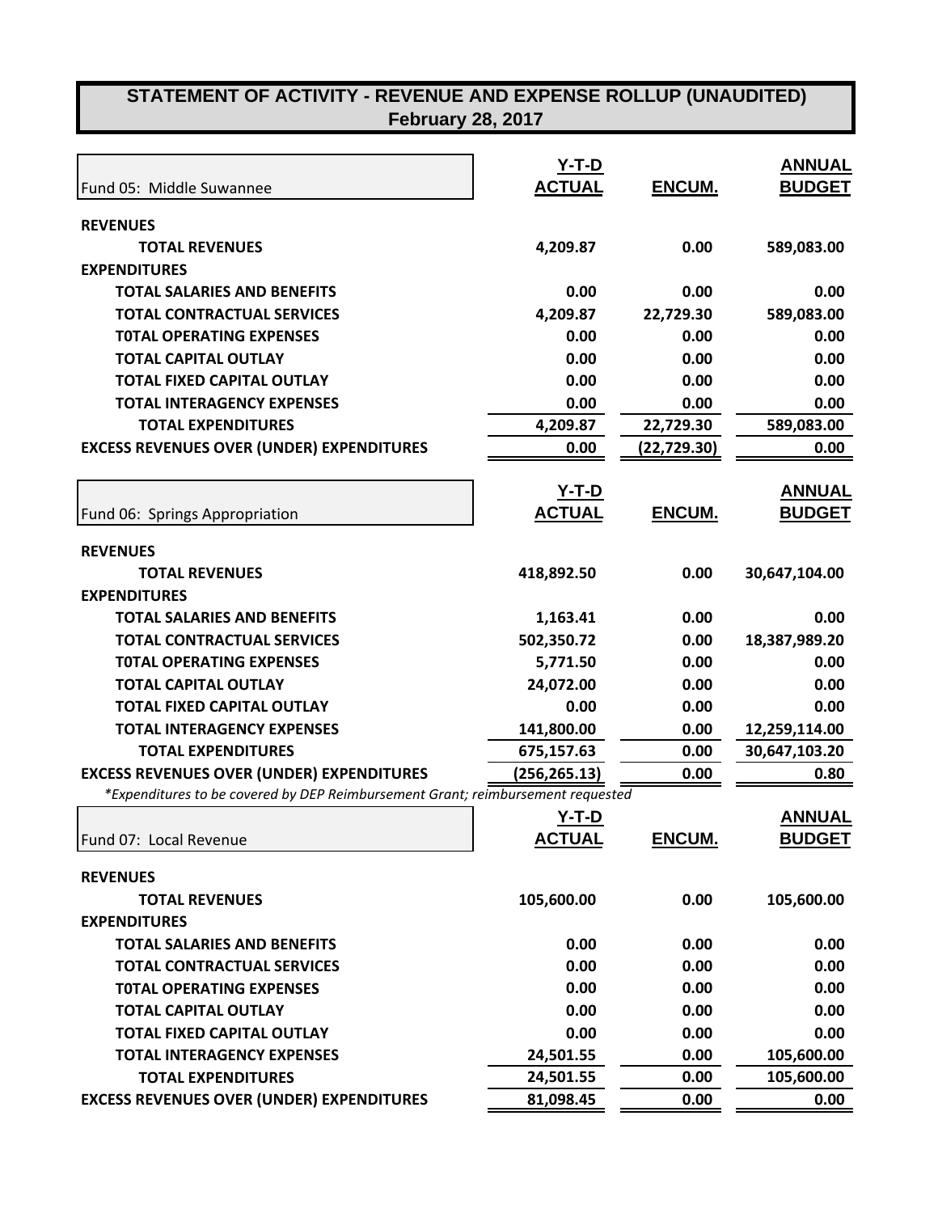# STATEMENT OF ACTIVITY - REVENUE AND EXPENSE ROLLUP (UNAUDITED)
## February 28, 2017

| Fund 05: Middle Suwannee | Y-T-D ACTUAL | ENCUM. | ANNUAL BUDGET |
|---|---|---|---|
| **REVENUES** | | | |
| **TOTAL REVENUES** | **4,209.87** | **0.00** | **589,083.00** |
| **EXPENDITURES** | | | |
| **TOTAL SALARIES AND BENEFITS** | **0.00** | **0.00** | **0.00** |
| **TOTAL CONTRACTUAL SERVICES** | **4,209.87** | **22,729.30** | **589,083.00** |
| **T0TAL OPERATING EXPENSES** | **0.00** | **0.00** | **0.00** |
| **TOTAL CAPITAL OUTLAY** | **0.00** | **0.00** | **0.00** |
| **TOTAL FIXED CAPITAL OUTLAY** | **0.00** | **0.00** | **0.00** |
| **TOTAL INTERAGENCY EXPENSES** | **0.00** | **0.00** | **0.00** |
| **TOTAL EXPENDITURES** | **4,209.87** | **22,729.30** | **589,083.00** |
| **EXCESS REVENUES OVER (UNDER) EXPENDITURES** | **0.00** | **(22,729.30)** | **0.00** |

| Fund 06: Springs Appropriation | Y-T-D ACTUAL | ENCUM. | ANNUAL BUDGET |
|---|---|---|---|
| **REVENUES** | | | |
| **TOTAL REVENUES** | **418,892.50** | **0.00** | **30,647,104.00** |
| **EXPENDITURES** | | | |
| **TOTAL SALARIES AND BENEFITS** | **1,163.41** | **0.00** | **0.00** |
| **TOTAL CONTRACTUAL SERVICES** | **502,350.72** | **0.00** | **18,387,989.20** |
| **T0TAL OPERATING EXPENSES** | **5,771.50** | **0.00** | **0.00** |
| **TOTAL CAPITAL OUTLAY** | **24,072.00** | **0.00** | **0.00** |
| **TOTAL FIXED CAPITAL OUTLAY** | **0.00** | **0.00** | **0.00** |
| **TOTAL INTERAGENCY EXPENSES** | **141,800.00** | **0.00** | **12,259,114.00** |
| **TOTAL EXPENDITURES** | **675,157.63** | **0.00** | **30,647,103.20** |
| **EXCESS REVENUES OVER (UNDER) EXPENDITURES** | **(256,265.13)** | **0.00** | **0.80** |

*\*Expenditures to be covered by DEP Reimbursement Grant; reimbursement requested*

| Fund 07: Local Revenue | Y-T-D ACTUAL | ENCUM. | ANNUAL BUDGET |
|---|---|---|---|
| **REVENUES** | | | |
| **TOTAL REVENUES** | **105,600.00** | **0.00** | **105,600.00** |
| **EXPENDITURES** | | | |
| **TOTAL SALARIES AND BENEFITS** | **0.00** | **0.00** | **0.00** |
| **TOTAL CONTRACTUAL SERVICES** | **0.00** | **0.00** | **0.00** |
| **T0TAL OPERATING EXPENSES** | **0.00** | **0.00** | **0.00** |
| **TOTAL CAPITAL OUTLAY** | **0.00** | **0.00** | **0.00** |
| **TOTAL FIXED CAPITAL OUTLAY** | **0.00** | **0.00** | **0.00** |
| **TOTAL INTERAGENCY EXPENSES** | **24,501.55** | **0.00** | **105,600.00** |
| **TOTAL EXPENDITURES** | **24,501.55** | **0.00** | **105,600.00** |
| **EXCESS REVENUES OVER (UNDER) EXPENDITURES** | **81,098.45** | **0.00** | **0.00** |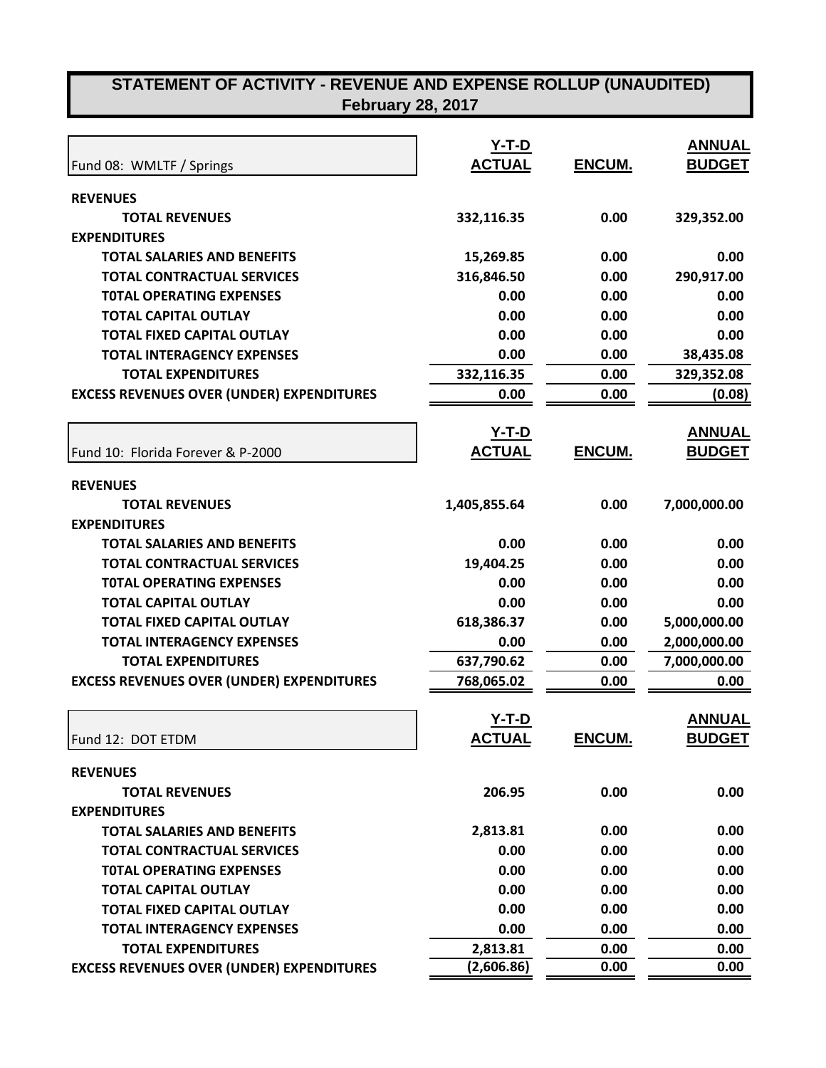# STATEMENT OF ACTIVITY - REVENUE AND EXPENSE ROLLUP (UNAUDITED)
## February 28, 2017

| Fund 08: WMLTF / Springs | Y-T-D ACTUAL | ENCUM. | ANNUAL BUDGET |
|---|---|---|---|
| **REVENUES** | | | |
| **TOTAL REVENUES** | 332,116.35 | 0.00 | 329,352.00 |
| **EXPENDITURES** | | | |
| **TOTAL SALARIES AND BENEFITS** | 15,269.85 | 0.00 | 0.00 |
| **TOTAL CONTRACTUAL SERVICES** | 316,846.50 | 0.00 | 290,917.00 |
| **T0TAL OPERATING EXPENSES** | 0.00 | 0.00 | 0.00 |
| **TOTAL CAPITAL OUTLAY** | 0.00 | 0.00 | 0.00 |
| **TOTAL FIXED CAPITAL OUTLAY** | 0.00 | 0.00 | 0.00 |
| **TOTAL INTERAGENCY EXPENSES** | 0.00 | 0.00 | 38,435.08 |
| **TOTAL EXPENDITURES** | 332,116.35 | 0.00 | 329,352.08 |
| **EXCESS REVENUES OVER (UNDER) EXPENDITURES** | 0.00 | 0.00 | (0.08) |

| Fund 10: Florida Forever & P-2000 | Y-T-D ACTUAL | ENCUM. | ANNUAL BUDGET |
|---|---|---|---|
| **REVENUES** | | | |
| **TOTAL REVENUES** | 1,405,855.64 | 0.00 | 7,000,000.00 |
| **EXPENDITURES** | | | |
| **TOTAL SALARIES AND BENEFITS** | 0.00 | 0.00 | 0.00 |
| **TOTAL CONTRACTUAL SERVICES** | 19,404.25 | 0.00 | 0.00 |
| **T0TAL OPERATING EXPENSES** | 0.00 | 0.00 | 0.00 |
| **TOTAL CAPITAL OUTLAY** | 0.00 | 0.00 | 0.00 |
| **TOTAL FIXED CAPITAL OUTLAY** | 618,386.37 | 0.00 | 5,000,000.00 |
| **TOTAL INTERAGENCY EXPENSES** | 0.00 | 0.00 | 2,000,000.00 |
| **TOTAL EXPENDITURES** | 637,790.62 | 0.00 | 7,000,000.00 |
| **EXCESS REVENUES OVER (UNDER) EXPENDITURES** | 768,065.02 | 0.00 | 0.00 |

| Fund 12: DOT ETDM | Y-T-D ACTUAL | ENCUM. | ANNUAL BUDGET |
|---|---|---|---|
| **REVENUES** | | | |
| **TOTAL REVENUES** | 206.95 | 0.00 | 0.00 |
| **EXPENDITURES** | | | |
| **TOTAL SALARIES AND BENEFITS** | 2,813.81 | 0.00 | 0.00 |
| **TOTAL CONTRACTUAL SERVICES** | 0.00 | 0.00 | 0.00 |
| **T0TAL OPERATING EXPENSES** | 0.00 | 0.00 | 0.00 |
| **TOTAL CAPITAL OUTLAY** | 0.00 | 0.00 | 0.00 |
| **TOTAL FIXED CAPITAL OUTLAY** | 0.00 | 0.00 | 0.00 |
| **TOTAL INTERAGENCY EXPENSES** | 0.00 | 0.00 | 0.00 |
| **TOTAL EXPENDITURES** | 2,813.81 | 0.00 | 0.00 |
| **EXCESS REVENUES OVER (UNDER) EXPENDITURES** | (2,606.86) | 0.00 | 0.00 |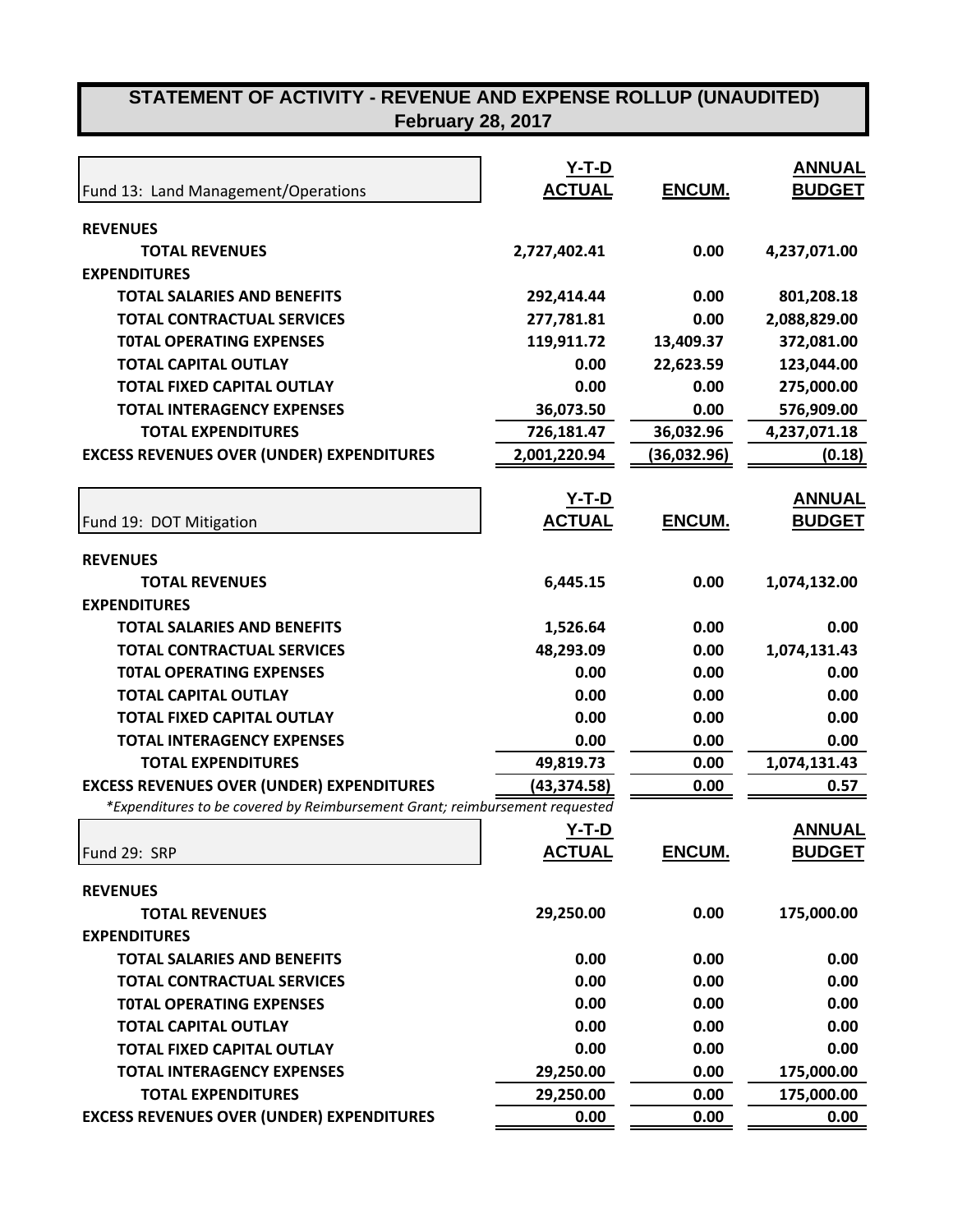# STATEMENT OF ACTIVITY - REVENUE AND EXPENSE ROLLUP (UNAUDITED)
## February 28, 2017

| Fund 13: Land Management/Operations | Y-T-D ACTUAL | ENCUM. | ANNUAL BUDGET |
|---|---|---|---|
| **REVENUES** | | | |
| **TOTAL REVENUES** | 2,727,402.41 | 0.00 | 4,237,071.00 |
| **EXPENDITURES** | | | |
| **TOTAL SALARIES AND BENEFITS** | 292,414.44 | 0.00 | 801,208.18 |
| **TOTAL CONTRACTUAL SERVICES** | 277,781.81 | 0.00 | 2,088,829.00 |
| **T0TAL OPERATING EXPENSES** | 119,911.72 | 13,409.37 | 372,081.00 |
| **TOTAL CAPITAL OUTLAY** | 0.00 | 22,623.59 | 123,044.00 |
| **TOTAL FIXED CAPITAL OUTLAY** | 0.00 | 0.00 | 275,000.00 |
| **TOTAL INTERAGENCY EXPENSES** | 36,073.50 | 0.00 | 576,909.00 |
| **TOTAL EXPENDITURES** | 726,181.47 | 36,032.96 | 4,237,071.18 |
| **EXCESS REVENUES OVER (UNDER) EXPENDITURES** | 2,001,220.94 | (36,032.96) | (0.18) |

| Fund 19: DOT Mitigation | Y-T-D ACTUAL | ENCUM. | ANNUAL BUDGET |
|---|---|---|---|
| **REVENUES** | | | |
| **TOTAL REVENUES** | 6,445.15 | 0.00 | 1,074,132.00 |
| **EXPENDITURES** | | | |
| **TOTAL SALARIES AND BENEFITS** | 1,526.64 | 0.00 | 0.00 |
| **TOTAL CONTRACTUAL SERVICES** | 48,293.09 | 0.00 | 1,074,131.43 |
| **T0TAL OPERATING EXPENSES** | 0.00 | 0.00 | 0.00 |
| **TOTAL CAPITAL OUTLAY** | 0.00 | 0.00 | 0.00 |
| **TOTAL FIXED CAPITAL OUTLAY** | 0.00 | 0.00 | 0.00 |
| **TOTAL INTERAGENCY EXPENSES** | 0.00 | 0.00 | 0.00 |
| **TOTAL EXPENDITURES** | 49,819.73 | 0.00 | 1,074,131.43 |
| **EXCESS REVENUES OVER (UNDER) EXPENDITURES** | (43,374.58) | 0.00 | 0.57 |

*\*Expenditures to be covered by Reimbursement Grant; reimbursement requested*

| Fund 29: SRP | Y-T-D ACTUAL | ENCUM. | ANNUAL BUDGET |
|---|---|---|---|
| **REVENUES** | | | |
| **TOTAL REVENUES** | 29,250.00 | 0.00 | 175,000.00 |
| **EXPENDITURES** | | | |
| **TOTAL SALARIES AND BENEFITS** | 0.00 | 0.00 | 0.00 |
| **TOTAL CONTRACTUAL SERVICES** | 0.00 | 0.00 | 0.00 |
| **T0TAL OPERATING EXPENSES** | 0.00 | 0.00 | 0.00 |
| **TOTAL CAPITAL OUTLAY** | 0.00 | 0.00 | 0.00 |
| **TOTAL FIXED CAPITAL OUTLAY** | 0.00 | 0.00 | 0.00 |
| **TOTAL INTERAGENCY EXPENSES** | 29,250.00 | 0.00 | 175,000.00 |
| **TOTAL EXPENDITURES** | 29,250.00 | 0.00 | 175,000.00 |
| **EXCESS REVENUES OVER (UNDER) EXPENDITURES** | 0.00 | 0.00 | 0.00 |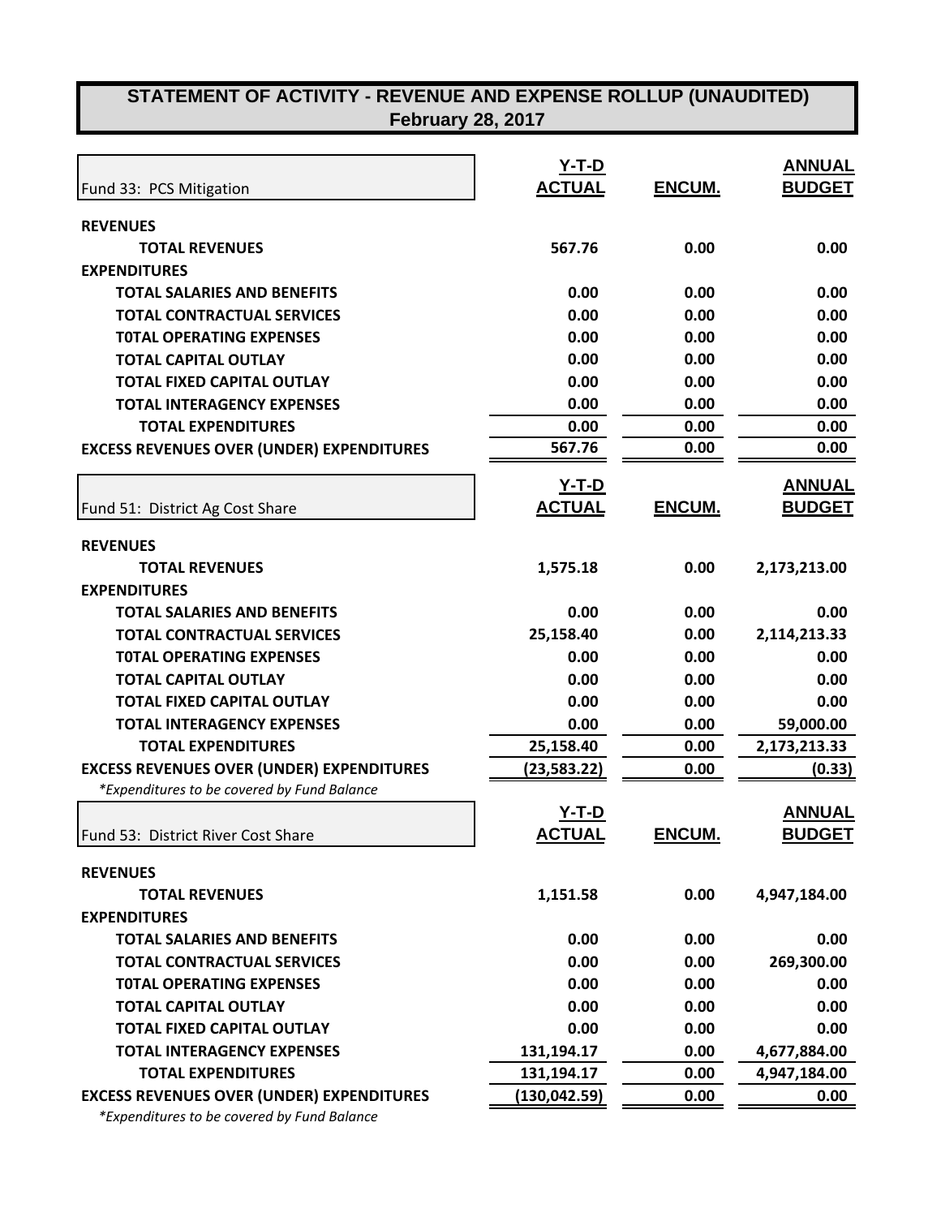# STATEMENT OF ACTIVITY - REVENUE AND EXPENSE ROLLUP (UNAUDITED)
## February 28, 2017

| Fund 33: PCS Mitigation | Y-T-D ACTUAL | ENCUM. | ANNUAL BUDGET |
|---|---|---|---|
| **REVENUES** | | | |
| **TOTAL REVENUES** | **567.76** | **0.00** | **0.00** |
| **EXPENDITURES** | | | |
| **TOTAL SALARIES AND BENEFITS** | **0.00** | **0.00** | **0.00** |
| **TOTAL CONTRACTUAL SERVICES** | **0.00** | **0.00** | **0.00** |
| **T0TAL OPERATING EXPENSES** | **0.00** | **0.00** | **0.00** |
| **TOTAL CAPITAL OUTLAY** | **0.00** | **0.00** | **0.00** |
| **TOTAL FIXED CAPITAL OUTLAY** | **0.00** | **0.00** | **0.00** |
| **TOTAL INTERAGENCY EXPENSES** | **0.00** | **0.00** | **0.00** |
| **TOTAL EXPENDITURES** | **0.00** | **0.00** | **0.00** |
| **EXCESS REVENUES OVER (UNDER) EXPENDITURES** | **567.76** | **0.00** | **0.00** |

| Fund 51: District Ag Cost Share | Y-T-D ACTUAL | ENCUM. | ANNUAL BUDGET |
|---|---|---|---|
| **REVENUES** | | | |
| **TOTAL REVENUES** | **1,575.18** | **0.00** | **2,173,213.00** |
| **EXPENDITURES** | | | |
| **TOTAL SALARIES AND BENEFITS** | **0.00** | **0.00** | **0.00** |
| **TOTAL CONTRACTUAL SERVICES** | **25,158.40** | **0.00** | **2,114,213.33** |
| **T0TAL OPERATING EXPENSES** | **0.00** | **0.00** | **0.00** |
| **TOTAL CAPITAL OUTLAY** | **0.00** | **0.00** | **0.00** |
| **TOTAL FIXED CAPITAL OUTLAY** | **0.00** | **0.00** | **0.00** |
| **TOTAL INTERAGENCY EXPENSES** | **0.00** | **0.00** | **59,000.00** |
| **TOTAL EXPENDITURES** | **25,158.40** | **0.00** | **2,173,213.33** |
| **EXCESS REVENUES OVER (UNDER) EXPENDITURES** | **(23,583.22)** | **0.00** | **(0.33)** |

*\*Expenditures to be covered by Fund Balance*

| Fund 53: District River Cost Share | Y-T-D ACTUAL | ENCUM. | ANNUAL BUDGET |
|---|---|---|---|
| **REVENUES** | | | |
| **TOTAL REVENUES** | **1,151.58** | **0.00** | **4,947,184.00** |
| **EXPENDITURES** | | | |
| **TOTAL SALARIES AND BENEFITS** | **0.00** | **0.00** | **0.00** |
| **TOTAL CONTRACTUAL SERVICES** | **0.00** | **0.00** | **269,300.00** |
| **T0TAL OPERATING EXPENSES** | **0.00** | **0.00** | **0.00** |
| **TOTAL CAPITAL OUTLAY** | **0.00** | **0.00** | **0.00** |
| **TOTAL FIXED CAPITAL OUTLAY** | **0.00** | **0.00** | **0.00** |
| **TOTAL INTERAGENCY EXPENSES** | **131,194.17** | **0.00** | **4,677,884.00** |
| **TOTAL EXPENDITURES** | **131,194.17** | **0.00** | **4,947,184.00** |
| **EXCESS REVENUES OVER (UNDER) EXPENDITURES** | **(130,042.59)** | **0.00** | **0.00** |

*\*Expenditures to be covered by Fund Balance*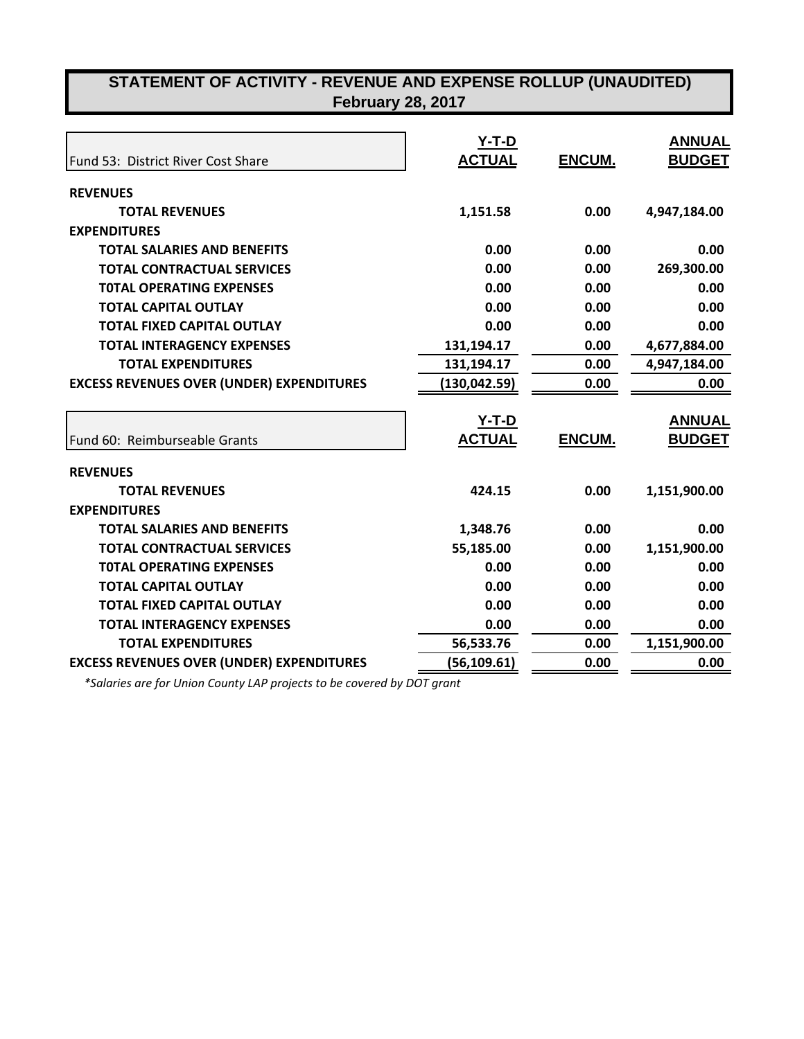# STATEMENT OF ACTIVITY - REVENUE AND EXPENSE ROLLUP (UNAUDITED)
## February 28, 2017

| Fund 53: District River Cost Share | Y-T-D ACTUAL | ENCUM. | ANNUAL BUDGET |
|---|---|---|---|
| **REVENUES** | | | |
| **TOTAL REVENUES** | **1,151.58** | **0.00** | **4,947,184.00** |
| **EXPENDITURES** | | | |
| **TOTAL SALARIES AND BENEFITS** | **0.00** | **0.00** | **0.00** |
| **TOTAL CONTRACTUAL SERVICES** | **0.00** | **0.00** | **269,300.00** |
| **T0TAL OPERATING EXPENSES** | **0.00** | **0.00** | **0.00** |
| **TOTAL CAPITAL OUTLAY** | **0.00** | **0.00** | **0.00** |
| **TOTAL FIXED CAPITAL OUTLAY** | **0.00** | **0.00** | **0.00** |
| **TOTAL INTERAGENCY EXPENSES** | **131,194.17** | **0.00** | **4,677,884.00** |
| **TOTAL EXPENDITURES** | **131,194.17** | **0.00** | **4,947,184.00** |
| **EXCESS REVENUES OVER (UNDER) EXPENDITURES** | **(130,042.59)** | **0.00** | **0.00** |

| Fund 60: Reimburseable Grants | Y-T-D ACTUAL | ENCUM. | ANNUAL BUDGET |
|---|---|---|---|
| **REVENUES** | | | |
| **TOTAL REVENUES** | **424.15** | **0.00** | **1,151,900.00** |
| **EXPENDITURES** | | | |
| **TOTAL SALARIES AND BENEFITS** | **1,348.76** | **0.00** | **0.00** |
| **TOTAL CONTRACTUAL SERVICES** | **55,185.00** | **0.00** | **1,151,900.00** |
| **T0TAL OPERATING EXPENSES** | **0.00** | **0.00** | **0.00** |
| **TOTAL CAPITAL OUTLAY** | **0.00** | **0.00** | **0.00** |
| **TOTAL FIXED CAPITAL OUTLAY** | **0.00** | **0.00** | **0.00** |
| **TOTAL INTERAGENCY EXPENSES** | **0.00** | **0.00** | **0.00** |
| **TOTAL EXPENDITURES** | **56,533.76** | **0.00** | **1,151,900.00** |
| **EXCESS REVENUES OVER (UNDER) EXPENDITURES** | **(56,109.61)** | **0.00** | **0.00** |

*\*Salaries are for Union County LAP projects to be covered by DOT grant*